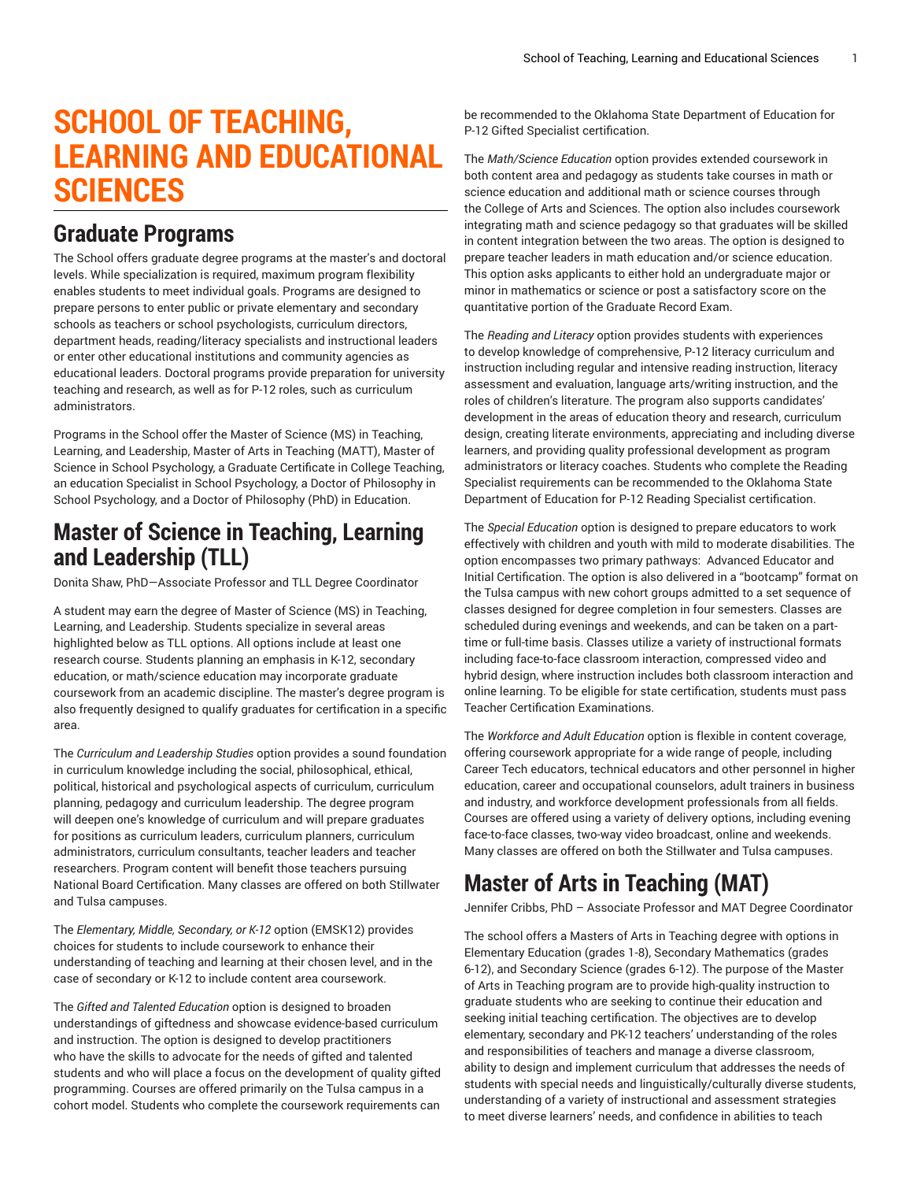# SCHOOL OF TEACHING, LEARNING AND EDUCATIONAL SCIENCES

## Graduate Programs

The School offers graduate degree programs at the master's and doctoral levels. While specialization is required, maximum program flexibility enables students to meet individual goals. Programs are designed to prepare persons to enter public or private elementary and secondary schools as teachers or school psychologists, curriculum directors, department heads, reading/literacy specialists and instructional leaders or enter other educational institutions and community agencies as educational leaders. Doctoral programs provide preparation for university teaching and research, as well as for P-12 roles, such as curriculum administrators.

Programs in the School offer the Master of Science (MS) in Teaching, Learning, and Leadership, Master of Arts in Teaching (MATT), Master of Science in School Psychology, a Graduate Certificate in College Teaching, an education Specialist in School Psychology, a Doctor of Philosophy in School Psychology, and a Doctor of Philosophy (PhD) in Education.

## Master of Science in Teaching, Learning and Leadership (TLL)

Donita Shaw, PhD—Associate Professor and TLL Degree Coordinator

A student may earn the degree of Master of Science (MS) in Teaching, Learning, and Leadership. Students specialize in several areas highlighted below as TLL options. All options include at least one research course. Students planning an emphasis in K-12, secondary education, or math/science education may incorporate graduate coursework from an academic discipline. The master's degree program is also frequently designed to qualify graduates for certification in a specific area.

The *Curriculum and Leadership Studies* option provides a sound foundation in curriculum knowledge including the social, philosophical, ethical, political, historical and psychological aspects of curriculum, curriculum planning, pedagogy and curriculum leadership. The degree program will deepen one's knowledge of curriculum and will prepare graduates for positions as curriculum leaders, curriculum planners, curriculum administrators, curriculum consultants, teacher leaders and teacher researchers. Program content will benefit those teachers pursuing National Board Certification. Many classes are offered on both Stillwater and Tulsa campuses.

The *Elementary, Middle, Secondary, or K-12* option (EMSK12) provides choices for students to include coursework to enhance their understanding of teaching and learning at their chosen level, and in the case of secondary or K-12 to include content area coursework.

The *Gifted and Talented Education* option is designed to broaden understandings of giftedness and showcase evidence-based curriculum and instruction. The option is designed to develop practitioners who have the skills to advocate for the needs of gifted and talented students and who will place a focus on the development of quality gifted programming. Courses are offered primarily on the Tulsa campus in a cohort model. Students who complete the coursework requirements can be recommended to the Oklahoma State Department of Education for P-12 Gifted Specialist certification.

The *Math/Science Education* option provides extended coursework in both content area and pedagogy as students take courses in math or science education and additional math or science courses through the College of Arts and Sciences. The option also includes coursework integrating math and science pedagogy so that graduates will be skilled in content integration between the two areas. The option is designed to prepare teacher leaders in math education and/or science education. This option asks applicants to either hold an undergraduate major or minor in mathematics or science or post a satisfactory score on the quantitative portion of the Graduate Record Exam.

The *Reading and Literacy* option provides students with experiences to develop knowledge of comprehensive, P-12 literacy curriculum and instruction including regular and intensive reading instruction, literacy assessment and evaluation, language arts/writing instruction, and the roles of children's literature. The program also supports candidates' development in the areas of education theory and research, curriculum design, creating literate environments, appreciating and including diverse learners, and providing quality professional development as program administrators or literacy coaches. Students who complete the Reading Specialist requirements can be recommended to the Oklahoma State Department of Education for P-12 Reading Specialist certification.

The *Special Education* option is designed to prepare educators to work effectively with children and youth with mild to moderate disabilities. The option encompasses two primary pathways: Advanced Educator and Initial Certification. The option is also delivered in a "bootcamp" format on the Tulsa campus with new cohort groups admitted to a set sequence of classes designed for degree completion in four semesters. Classes are scheduled during evenings and weekends, and can be taken on a part-time or full-time basis. Classes utilize a variety of instructional formats including face-to-face classroom interaction, compressed video and hybrid design, where instruction includes both classroom interaction and online learning. To be eligible for state certification, students must pass Teacher Certification Examinations.

The *Workforce and Adult Education* option is flexible in content coverage, offering coursework appropriate for a wide range of people, including Career Tech educators, technical educators and other personnel in higher education, career and occupational counselors, adult trainers in business and industry, and workforce development professionals from all fields. Courses are offered using a variety of delivery options, including evening face-to-face classes, two-way video broadcast, online and weekends. Many classes are offered on both the Stillwater and Tulsa campuses.

## Master of Arts in Teaching (MAT)

Jennifer Cribbs, PhD – Associate Professor and MAT Degree Coordinator

The school offers a Masters of Arts in Teaching degree with options in Elementary Education (grades 1-8), Secondary Mathematics (grades 6-12), and Secondary Science (grades 6-12). The purpose of the Master of Arts in Teaching program are to provide high-quality instruction to graduate students who are seeking to continue their education and seeking initial teaching certification. The objectives are to develop elementary, secondary and PK-12 teachers' understanding of the roles and responsibilities of teachers and manage a diverse classroom, ability to design and implement curriculum that addresses the needs of students with special needs and linguistically/culturally diverse students, understanding of a variety of instructional and assessment strategies to meet diverse learners' needs, and confidence in abilities to teach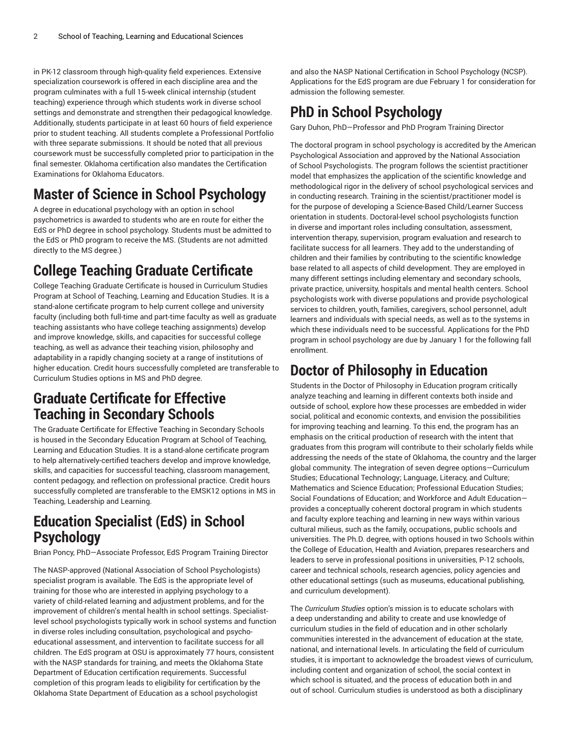in PK-12 classroom through high-quality field experiences. Extensive specialization coursework is offered in each discipline area and the program culminates with a full 15-week clinical internship (student teaching) experience through which students work in diverse school settings and demonstrate and strengthen their pedagogical knowledge. Additionally, students participate in at least 60 hours of field experience prior to student teaching. All students complete a Professional Portfolio with three separate submissions. It should be noted that all previous coursework must be successfully completed prior to participation in the final semester. Oklahoma certification also mandates the Certification Examinations for Oklahoma Educators.

## Master of Science in School Psychology

A degree in educational psychology with an option in school psychometrics is awarded to students who are en route for either the EdS or PhD degree in school psychology. Students must be admitted to the EdS or PhD program to receive the MS. (Students are not admitted directly to the MS degree.)

## College Teaching Graduate Certificate

College Teaching Graduate Certificate is housed in Curriculum Studies Program at School of Teaching, Learning and Education Studies. It is a stand-alone certificate program to help current college and university faculty (including both full-time and part-time faculty as well as graduate teaching assistants who have college teaching assignments) develop and improve knowledge, skills, and capacities for successful college teaching, as well as advance their teaching vision, philosophy and adaptability in a rapidly changing society at a range of institutions of higher education. Credit hours successfully completed are transferable to Curriculum Studies options in MS and PhD degree.

## Graduate Certificate for Effective Teaching in Secondary Schools

The Graduate Certificate for Effective Teaching in Secondary Schools is housed in the Secondary Education Program at School of Teaching, Learning and Education Studies. It is a stand-alone certificate program to help alternatively-certified teachers develop and improve knowledge, skills, and capacities for successful teaching, classroom management, content pedagogy, and reflection on professional practice. Credit hours successfully completed are transferable to the EMSK12 options in MS in Teaching, Leadership and Learning.

## Education Specialist (EdS) in School Psychology

Brian Poncy, PhD—Associate Professor, EdS Program Training Director

The NASP-approved (National Association of School Psychologists) specialist program is available. The EdS is the appropriate level of training for those who are interested in applying psychology to a variety of child-related learning and adjustment problems, and for the improvement of children's mental health in school settings. Specialist-level school psychologists typically work in school systems and function in diverse roles including consultation, psychological and psycho-educational assessment, and intervention to facilitate success for all children. The EdS program at OSU is approximately 77 hours, consistent with the NASP standards for training, and meets the Oklahoma State Department of Education certification requirements. Successful completion of this program leads to eligibility for certification by the Oklahoma State Department of Education as a school psychologist and also the NASP National Certification in School Psychology (NCSP). Applications for the EdS program are due February 1 for consideration for admission the following semester.

## PhD in School Psychology

Gary Duhon, PhD—Professor and PhD Program Training Director

The doctoral program in school psychology is accredited by the American Psychological Association and approved by the National Association of School Psychologists. The program follows the scientist practitioner model that emphasizes the application of the scientific knowledge and methodological rigor in the delivery of school psychological services and in conducting research. Training in the scientist/practitioner model is for the purpose of developing a Science-Based Child/Learner Success orientation in students. Doctoral-level school psychologists function in diverse and important roles including consultation, assessment, intervention therapy, supervision, program evaluation and research to facilitate success for all learners. They add to the understanding of children and their families by contributing to the scientific knowledge base related to all aspects of child development. They are employed in many different settings including elementary and secondary schools, private practice, university, hospitals and mental health centers. School psychologists work with diverse populations and provide psychological services to children, youth, families, caregivers, school personnel, adult learners and individuals with special needs, as well as to the systems in which these individuals need to be successful. Applications for the PhD program in school psychology are due by January 1 for the following fall enrollment.

## Doctor of Philosophy in Education

Students in the Doctor of Philosophy in Education program critically analyze teaching and learning in different contexts both inside and outside of school, explore how these processes are embedded in wider social, political and economic contexts, and envision the possibilities for improving teaching and learning. To this end, the program has an emphasis on the critical production of research with the intent that graduates from this program will contribute to their scholarly fields while addressing the needs of the state of Oklahoma, the country and the larger global community. The integration of seven degree options—Curriculum Studies; Educational Technology; Language, Literacy, and Culture; Mathematics and Science Education; Professional Education Studies; Social Foundations of Education; and Workforce and Adult Education—provides a conceptually coherent doctoral program in which students and faculty explore teaching and learning in new ways within various cultural milieus, such as the family, occupations, public schools and universities. The Ph.D. degree, with options housed in two Schools within the College of Education, Health and Aviation, prepares researchers and leaders to serve in professional positions in universities, P-12 schools, career and technical schools, research agencies, policy agencies and other educational settings (such as museums, educational publishing, and curriculum development).

The *Curriculum Studies* option's mission is to educate scholars with a deep understanding and ability to create and use knowledge of curriculum studies in the field of education and in other scholarly communities interested in the advancement of education at the state, national, and international levels. In articulating the field of curriculum studies, it is important to acknowledge the broadest views of curriculum, including content and organization of school, the social context in which school is situated, and the process of education both in and out of school. Curriculum studies is understood as both a disciplinary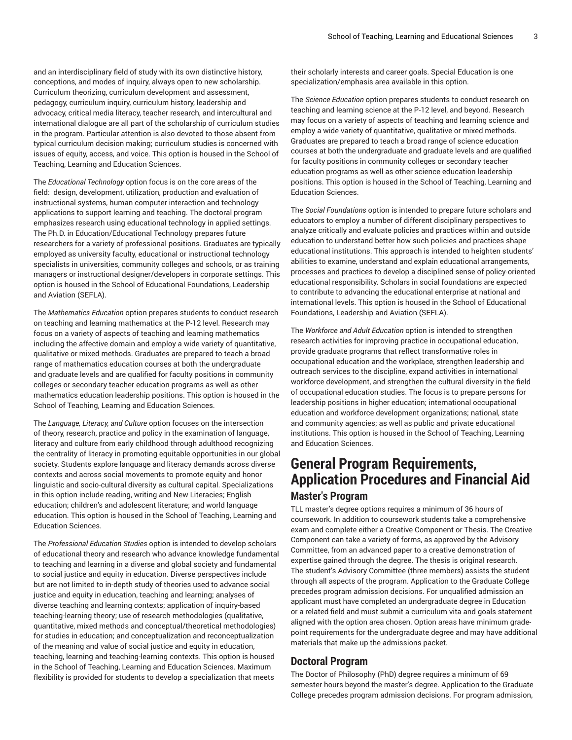and an interdisciplinary field of study with its own distinctive history, conceptions, and modes of inquiry, always open to new scholarship. Curriculum theorizing, curriculum development and assessment, pedagogy, curriculum inquiry, curriculum history, leadership and advocacy, critical media literacy, teacher research, and intercultural and international dialogue are all part of the scholarship of curriculum studies in the program. Particular attention is also devoted to those absent from typical curriculum decision making; curriculum studies is concerned with issues of equity, access, and voice. This option is housed in the School of Teaching, Learning and Education Sciences.

The *Educational Technology* option focus is on the core areas of the field: design, development, utilization, production and evaluation of instructional systems, human computer interaction and technology applications to support learning and teaching. The doctoral program emphasizes research using educational technology in applied settings. The Ph.D. in Education/Educational Technology prepares future researchers for a variety of professional positions. Graduates are typically employed as university faculty, educational or instructional technology specialists in universities, community colleges and schools, or as training managers or instructional designer/developers in corporate settings. This option is housed in the School of Educational Foundations, Leadership and Aviation (SEFLA).

The *Mathematics Education* option prepares students to conduct research on teaching and learning mathematics at the P-12 level. Research may focus on a variety of aspects of teaching and learning mathematics including the affective domain and employ a wide variety of quantitative, qualitative or mixed methods. Graduates are prepared to teach a broad range of mathematics education courses at both the undergraduate and graduate levels and are qualified for faculty positions in community colleges or secondary teacher education programs as well as other mathematics education leadership positions. This option is housed in the School of Teaching, Learning and Education Sciences.

The *Language, Literacy, and Culture* option focuses on the intersection of theory, research, practice and policy in the examination of language, literacy and culture from early childhood through adulthood recognizing the centrality of literacy in promoting equitable opportunities in our global society. Students explore language and literacy demands across diverse contexts and across social movements to promote equity and honor linguistic and socio-cultural diversity as cultural capital. Specializations in this option include reading, writing and New Literacies; English education; children's and adolescent literature; and world language education. This option is housed in the School of Teaching, Learning and Education Sciences.

The *Professional Education Studies* option is intended to develop scholars of educational theory and research who advance knowledge fundamental to teaching and learning in a diverse and global society and fundamental to social justice and equity in education. Diverse perspectives include but are not limited to in-depth study of theories used to advance social justice and equity in education, teaching and learning; analyses of diverse teaching and learning contexts; application of inquiry-based teaching-learning theory; use of research methodologies (qualitative, quantitative, mixed methods and conceptual/theoretical methodologies) for studies in education; and conceptualization and reconceptualization of the meaning and value of social justice and equity in education, teaching, learning and teaching-learning contexts. This option is housed in the School of Teaching, Learning and Education Sciences. Maximum flexibility is provided for students to develop a specialization that meets their scholarly interests and career goals. Special Education is one specialization/emphasis area available in this option.

The *Science Education* option prepares students to conduct research on teaching and learning science at the P-12 level, and beyond. Research may focus on a variety of aspects of teaching and learning science and employ a wide variety of quantitative, qualitative or mixed methods. Graduates are prepared to teach a broad range of science education courses at both the undergraduate and graduate levels and are qualified for faculty positions in community colleges or secondary teacher education programs as well as other science education leadership positions. This option is housed in the School of Teaching, Learning and Education Sciences.

The *Social Foundations* option is intended to prepare future scholars and educators to employ a number of different disciplinary perspectives to analyze critically and evaluate policies and practices within and outside education to understand better how such policies and practices shape educational institutions. This approach is intended to heighten students' abilities to examine, understand and explain educational arrangements, processes and practices to develop a disciplined sense of policy-oriented educational responsibility. Scholars in social foundations are expected to contribute to advancing the educational enterprise at national and international levels. This option is housed in the School of Educational Foundations, Leadership and Aviation (SEFLA).

The *Workforce and Adult Education* option is intended to strengthen research activities for improving practice in occupational education, provide graduate programs that reflect transformative roles in occupational education and the workplace, strengthen leadership and outreach services to the discipline, expand activities in international workforce development, and strengthen the cultural diversity in the field of occupational education studies. The focus is to prepare persons for leadership positions in higher education; international occupational education and workforce development organizations; national, state and community agencies; as well as public and private educational institutions. This option is housed in the School of Teaching, Learning and Education Sciences.

## General Program Requirements, Application Procedures and Financial Aid

### Master's Program

TLL master's degree options requires a minimum of 36 hours of coursework. In addition to coursework students take a comprehensive exam and complete either a Creative Component or Thesis. The Creative Component can take a variety of forms, as approved by the Advisory Committee, from an advanced paper to a creative demonstration of expertise gained through the degree. The thesis is original research. The student's Advisory Committee (three members) assists the student through all aspects of the program. Application to the Graduate College precedes program admission decisions. For unqualified admission an applicant must have completed an undergraduate degree in Education or a related field and must submit a curriculum vita and goals statement aligned with the option area chosen. Option areas have minimum grade-point requirements for the undergraduate degree and may have additional materials that make up the admissions packet.

### Doctoral Program

The Doctor of Philosophy (PhD) degree requires a minimum of 69 semester hours beyond the master's degree. Application to the Graduate College precedes program admission decisions. For program admission,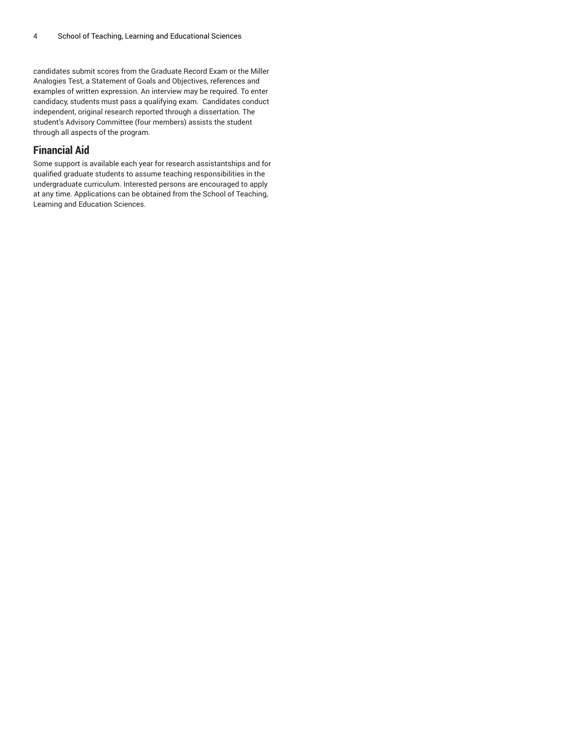candidates submit scores from the Graduate Record Exam or the Miller Analogies Test, a Statement of Goals and Objectives, references and examples of written expression. An interview may be required. To enter candidacy, students must pass a qualifying exam. Candidates conduct independent, original research reported through a dissertation. The student's Advisory Committee (four members) assists the student through all aspects of the program.

## Financial Aid

Some support is available each year for research assistantships and for qualified graduate students to assume teaching responsibilities in the undergraduate curriculum. Interested persons are encouraged to apply at any time. Applications can be obtained from the School of Teaching, Learning and Education Sciences.